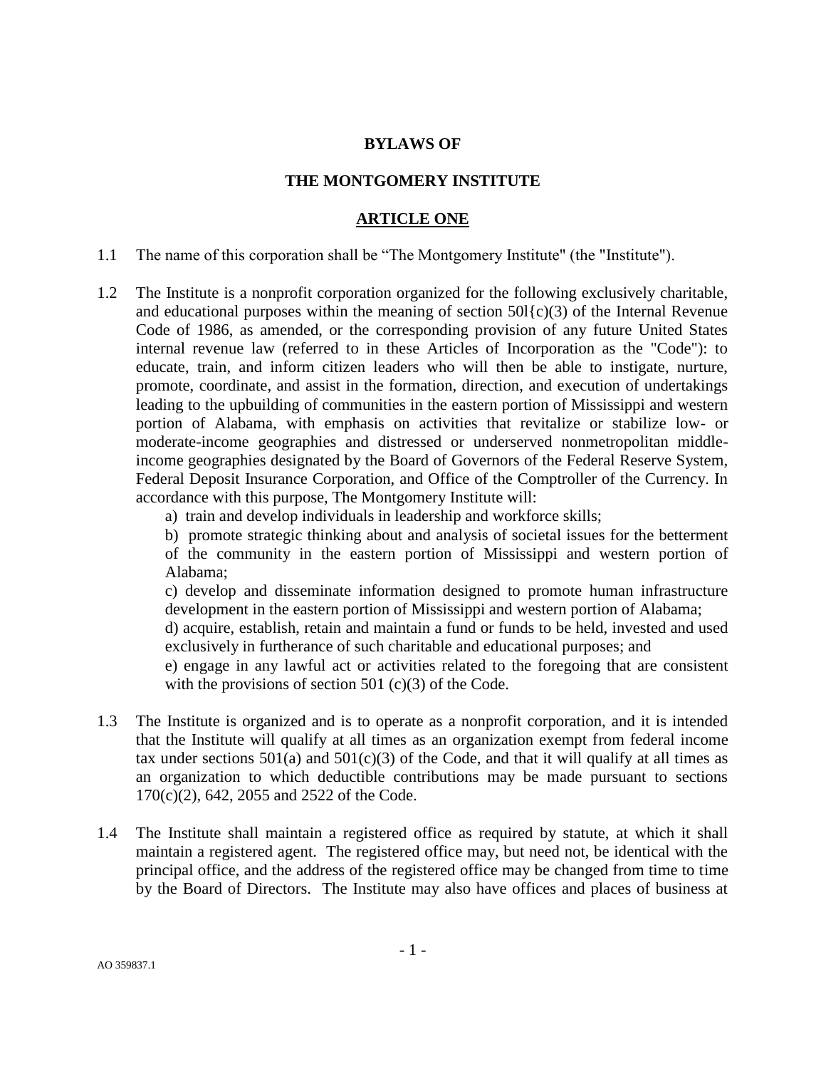# BYLAWS OF

# THE MONTGOMERY INSTITUTE

## ARTICLE ONE

1.1 The name of this corporation shall be “The Montgomery Institute" (the "Institute").

1.2 The Institute is a nonprofit corporation organized for the following exclusively charitable, and educational purposes within the meaning of section 50l{c)(3) of the Internal Revenue Code of 1986, as amended, or the corresponding provision of any future United States internal revenue law (referred to in these Articles of Incorporation as the "Code"): to educate, train, and inform citizen leaders who will then be able to instigate, nurture, promote, coordinate, and assist in the formation, direction, and execution of undertakings leading to the upbuilding of communities in the eastern portion of Mississippi and western portion of Alabama, with emphasis on activities that revitalize or stabilize low- or moderate-income geographies and distressed or underserved nonmetropolitan middle-income geographies designated by the Board of Governors of the Federal Reserve System, Federal Deposit Insurance Corporation, and Office of the Comptroller of the Currency. In accordance with this purpose, The Montgomery Institute will:

a) train and develop individuals in leadership and workforce skills;

b) promote strategic thinking about and analysis of societal issues for the betterment of the community in the eastern portion of Mississippi and western portion of Alabama;

c) develop and disseminate information designed to promote human infrastructure development in the eastern portion of Mississippi and western portion of Alabama;

d) acquire, establish, retain and maintain a fund or funds to be held, invested and used exclusively in furtherance of such charitable and educational purposes; and

e) engage in any lawful act or activities related to the foregoing that are consistent with the provisions of section 501 (c)(3) of the Code.

1.3 The Institute is organized and is to operate as a nonprofit corporation, and it is intended that the Institute will qualify at all times as an organization exempt from federal income tax under sections 501(a) and 501(c)(3) of the Code, and that it will qualify at all times as an organization to which deductible contributions may be made pursuant to sections 170(c)(2), 642, 2055 and 2522 of the Code.

1.4 The Institute shall maintain a registered office as required by statute, at which it shall maintain a registered agent. The registered office may, but need not, be identical with the principal office, and the address of the registered office may be changed from time to time by the Board of Directors. The Institute may also have offices and places of business at

AO 359837.1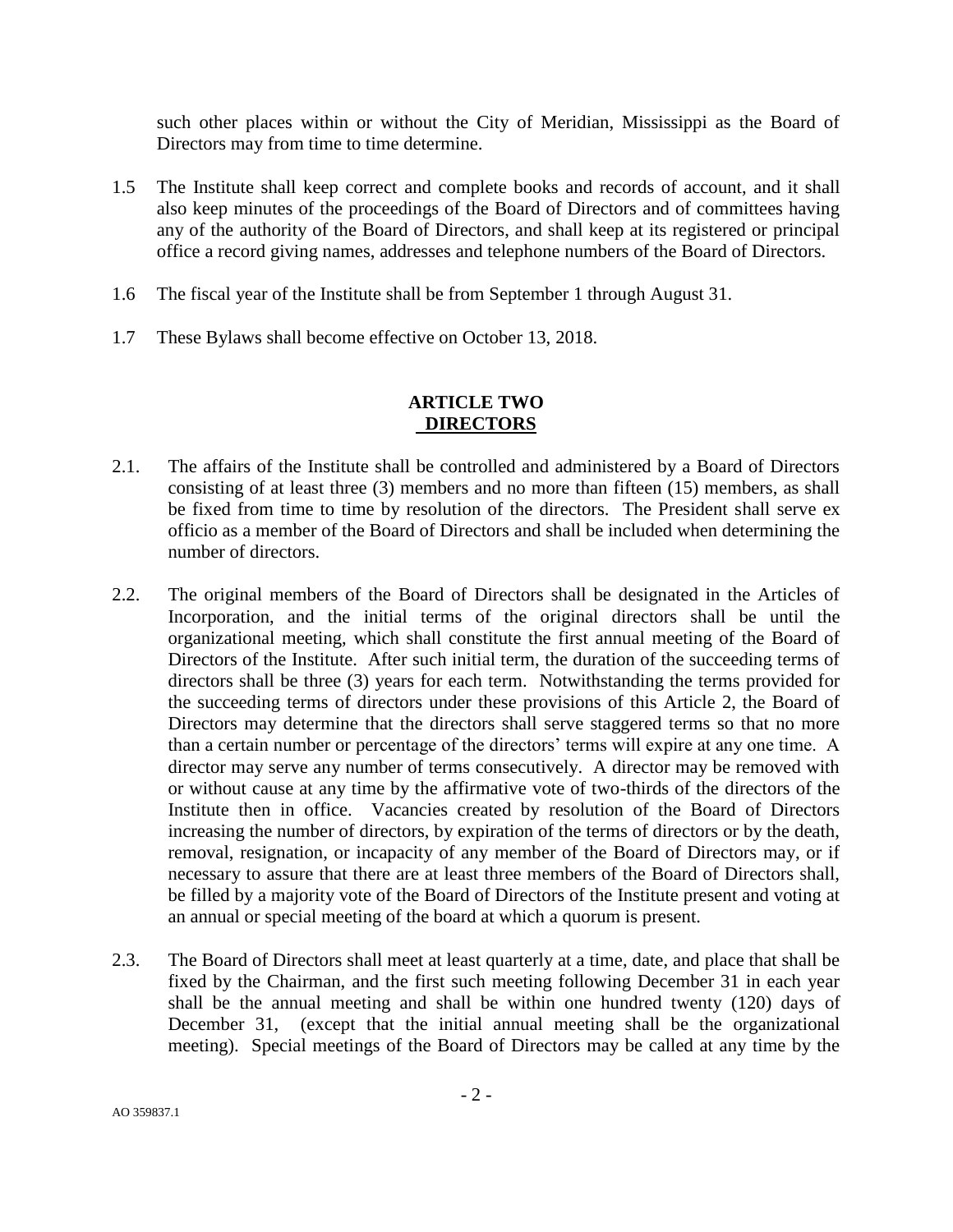such other places within or without the City of Meridian, Mississippi as the Board of Directors may from time to time determine.

1.5 The Institute shall keep correct and complete books and records of account, and it shall also keep minutes of the proceedings of the Board of Directors and of committees having any of the authority of the Board of Directors, and shall keep at its registered or principal office a record giving names, addresses and telephone numbers of the Board of Directors.

1.6 The fiscal year of the Institute shall be from September 1 through August 31.

1.7 These Bylaws shall become effective on October 13, 2018.

## ARTICLE TWO
## DIRECTORS

2.1. The affairs of the Institute shall be controlled and administered by a Board of Directors consisting of at least three (3) members and no more than fifteen (15) members, as shall be fixed from time to time by resolution of the directors. The President shall serve ex officio as a member of the Board of Directors and shall be included when determining the number of directors.

2.2. The original members of the Board of Directors shall be designated in the Articles of Incorporation, and the initial terms of the original directors shall be until the organizational meeting, which shall constitute the first annual meeting of the Board of Directors of the Institute. After such initial term, the duration of the succeeding terms of directors shall be three (3) years for each term. Notwithstanding the terms provided for the succeeding terms of directors under these provisions of this Article 2, the Board of Directors may determine that the directors shall serve staggered terms so that no more than a certain number or percentage of the directors' terms will expire at any one time. A director may serve any number of terms consecutively. A director may be removed with or without cause at any time by the affirmative vote of two-thirds of the directors of the Institute then in office. Vacancies created by resolution of the Board of Directors increasing the number of directors, by expiration of the terms of directors or by the death, removal, resignation, or incapacity of any member of the Board of Directors may, or if necessary to assure that there are at least three members of the Board of Directors shall, be filled by a majority vote of the Board of Directors of the Institute present and voting at an annual or special meeting of the board at which a quorum is present.

2.3. The Board of Directors shall meet at least quarterly at a time, date, and place that shall be fixed by the Chairman, and the first such meeting following December 31 in each year shall be the annual meeting and shall be within one hundred twenty (120) days of December 31, (except that the initial annual meeting shall be the organizational meeting). Special meetings of the Board of Directors may be called at any time by the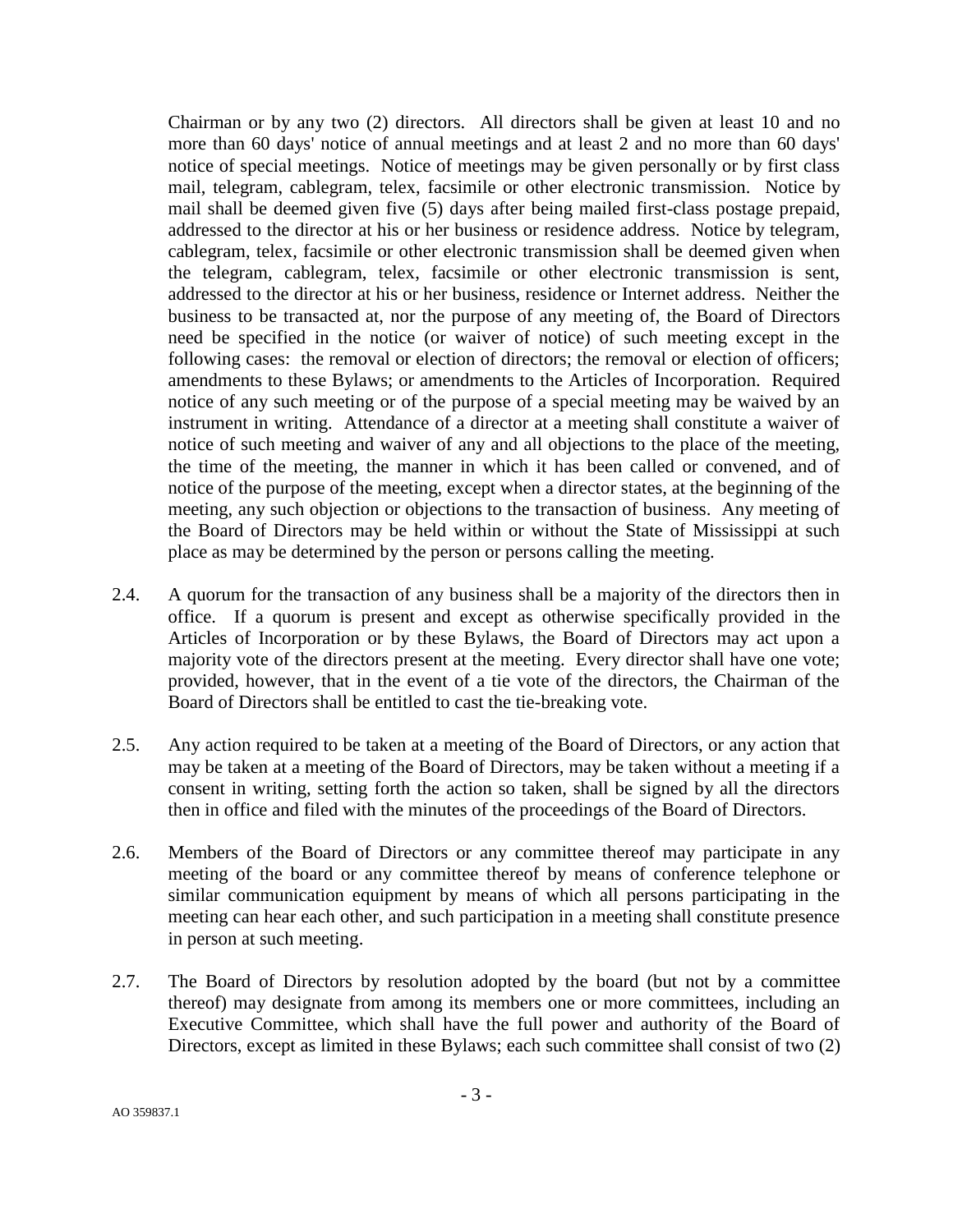Chairman or by any two (2) directors. All directors shall be given at least 10 and no more than 60 days' notice of annual meetings and at least 2 and no more than 60 days' notice of special meetings. Notice of meetings may be given personally or by first class mail, telegram, cablegram, telex, facsimile or other electronic transmission. Notice by mail shall be deemed given five (5) days after being mailed first-class postage prepaid, addressed to the director at his or her business or residence address. Notice by telegram, cablegram, telex, facsimile or other electronic transmission shall be deemed given when the telegram, cablegram, telex, facsimile or other electronic transmission is sent, addressed to the director at his or her business, residence or Internet address. Neither the business to be transacted at, nor the purpose of any meeting of, the Board of Directors need be specified in the notice (or waiver of notice) of such meeting except in the following cases: the removal or election of directors; the removal or election of officers; amendments to these Bylaws; or amendments to the Articles of Incorporation. Required notice of any such meeting or of the purpose of a special meeting may be waived by an instrument in writing. Attendance of a director at a meeting shall constitute a waiver of notice of such meeting and waiver of any and all objections to the place of the meeting, the time of the meeting, the manner in which it has been called or convened, and of notice of the purpose of the meeting, except when a director states, at the beginning of the meeting, any such objection or objections to the transaction of business. Any meeting of the Board of Directors may be held within or without the State of Mississippi at such place as may be determined by the person or persons calling the meeting.

2.4. A quorum for the transaction of any business shall be a majority of the directors then in office. If a quorum is present and except as otherwise specifically provided in the Articles of Incorporation or by these Bylaws, the Board of Directors may act upon a majority vote of the directors present at the meeting. Every director shall have one vote; provided, however, that in the event of a tie vote of the directors, the Chairman of the Board of Directors shall be entitled to cast the tie-breaking vote.

2.5. Any action required to be taken at a meeting of the Board of Directors, or any action that may be taken at a meeting of the Board of Directors, may be taken without a meeting if a consent in writing, setting forth the action so taken, shall be signed by all the directors then in office and filed with the minutes of the proceedings of the Board of Directors.

2.6. Members of the Board of Directors or any committee thereof may participate in any meeting of the board or any committee thereof by means of conference telephone or similar communication equipment by means of which all persons participating in the meeting can hear each other, and such participation in a meeting shall constitute presence in person at such meeting.

2.7. The Board of Directors by resolution adopted by the board (but not by a committee thereof) may designate from among its members one or more committees, including an Executive Committee, which shall have the full power and authority of the Board of Directors, except as limited in these Bylaws; each such committee shall consist of two (2)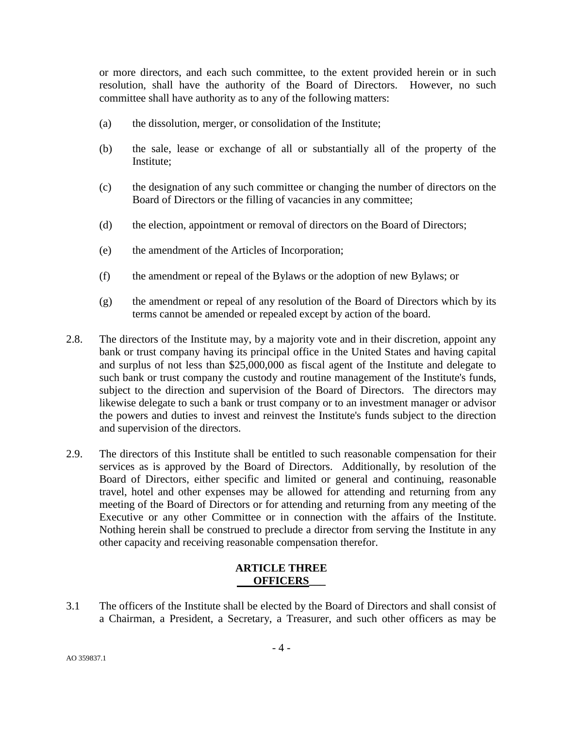or more directors, and each such committee, to the extent provided herein or in such resolution, shall have the authority of the Board of Directors. However, no such committee shall have authority as to any of the following matters:

(a) the dissolution, merger, or consolidation of the Institute;

(b) the sale, lease or exchange of all or substantially all of the property of the Institute;

(c) the designation of any such committee or changing the number of directors on the Board of Directors or the filling of vacancies in any committee;

(d) the election, appointment or removal of directors on the Board of Directors;

(e) the amendment of the Articles of Incorporation;

(f) the amendment or repeal of the Bylaws or the adoption of new Bylaws; or

(g) the amendment or repeal of any resolution of the Board of Directors which by its terms cannot be amended or repealed except by action of the board.

2.8. The directors of the Institute may, by a majority vote and in their discretion, appoint any bank or trust company having its principal office in the United States and having capital and surplus of not less than $25,000,000 as fiscal agent of the Institute and delegate to such bank or trust company the custody and routine management of the Institute's funds, subject to the direction and supervision of the Board of Directors. The directors may likewise delegate to such a bank or trust company or to an investment manager or advisor the powers and duties to invest and reinvest the Institute's funds subject to the direction and supervision of the directors.

2.9. The directors of this Institute shall be entitled to such reasonable compensation for their services as is approved by the Board of Directors. Additionally, by resolution of the Board of Directors, either specific and limited or general and continuing, reasonable travel, hotel and other expenses may be allowed for attending and returning from any meeting of the Board of Directors or for attending and returning from any meeting of the Executive or any other Committee or in connection with the affairs of the Institute. Nothing herein shall be construed to preclude a director from serving the Institute in any other capacity and receiving reasonable compensation therefor.

## ARTICLE THREE
## OFFICERS

3.1 The officers of the Institute shall be elected by the Board of Directors and shall consist of a Chairman, a President, a Secretary, a Treasurer, and such other officers as may be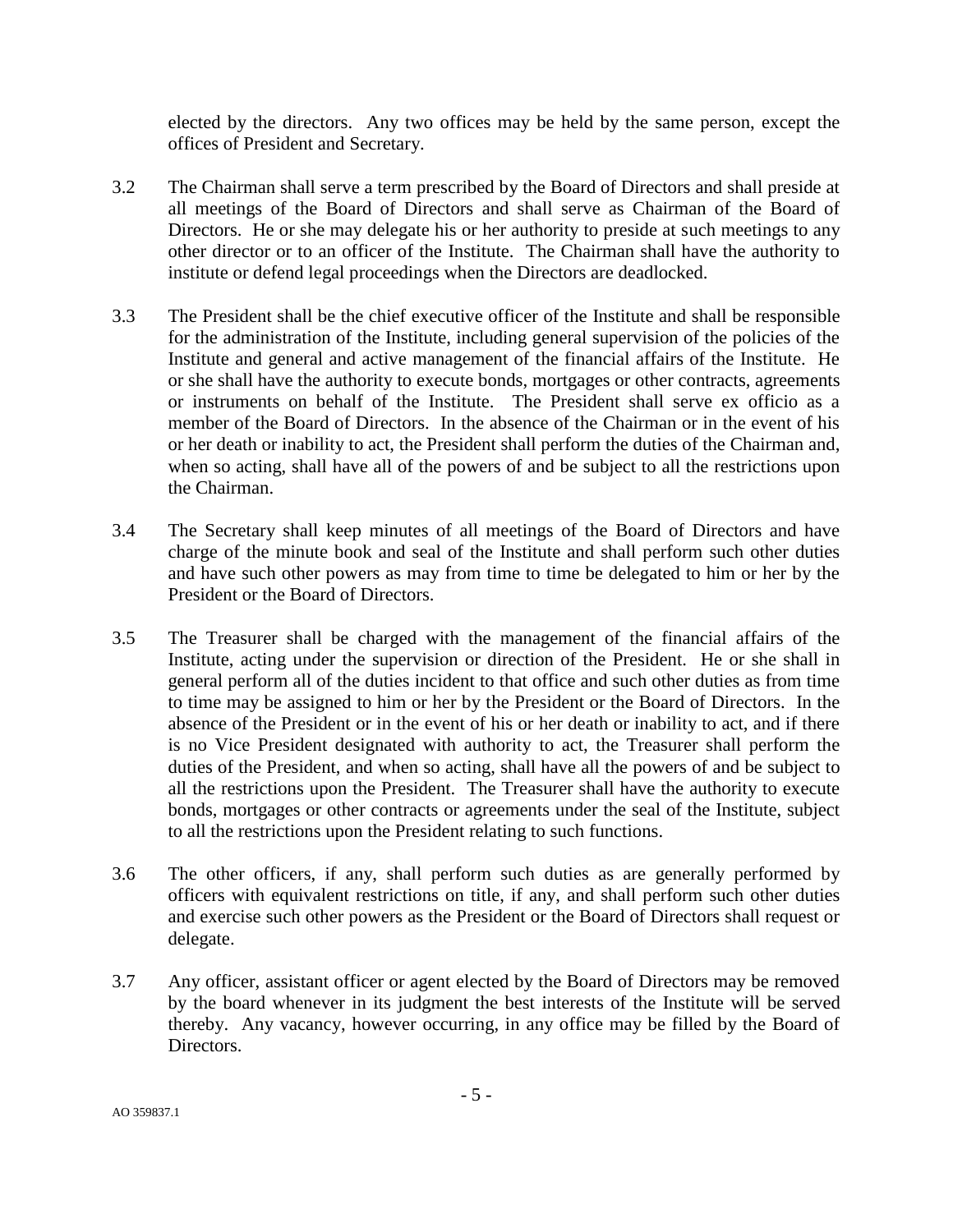elected by the directors. Any two offices may be held by the same person, except the offices of President and Secretary.

3.2 The Chairman shall serve a term prescribed by the Board of Directors and shall preside at all meetings of the Board of Directors and shall serve as Chairman of the Board of Directors. He or she may delegate his or her authority to preside at such meetings to any other director or to an officer of the Institute. The Chairman shall have the authority to institute or defend legal proceedings when the Directors are deadlocked.

3.3 The President shall be the chief executive officer of the Institute and shall be responsible for the administration of the Institute, including general supervision of the policies of the Institute and general and active management of the financial affairs of the Institute. He or she shall have the authority to execute bonds, mortgages or other contracts, agreements or instruments on behalf of the Institute. The President shall serve ex officio as a member of the Board of Directors. In the absence of the Chairman or in the event of his or her death or inability to act, the President shall perform the duties of the Chairman and, when so acting, shall have all of the powers of and be subject to all the restrictions upon the Chairman.

3.4 The Secretary shall keep minutes of all meetings of the Board of Directors and have charge of the minute book and seal of the Institute and shall perform such other duties and have such other powers as may from time to time be delegated to him or her by the President or the Board of Directors.

3.5 The Treasurer shall be charged with the management of the financial affairs of the Institute, acting under the supervision or direction of the President. He or she shall in general perform all of the duties incident to that office and such other duties as from time to time may be assigned to him or her by the President or the Board of Directors. In the absence of the President or in the event of his or her death or inability to act, and if there is no Vice President designated with authority to act, the Treasurer shall perform the duties of the President, and when so acting, shall have all the powers of and be subject to all the restrictions upon the President. The Treasurer shall have the authority to execute bonds, mortgages or other contracts or agreements under the seal of the Institute, subject to all the restrictions upon the President relating to such functions.

3.6 The other officers, if any, shall perform such duties as are generally performed by officers with equivalent restrictions on title, if any, and shall perform such other duties and exercise such other powers as the President or the Board of Directors shall request or delegate.

3.7 Any officer, assistant officer or agent elected by the Board of Directors may be removed by the board whenever in its judgment the best interests of the Institute will be served thereby. Any vacancy, however occurring, in any office may be filled by the Board of Directors.

AO 359837.1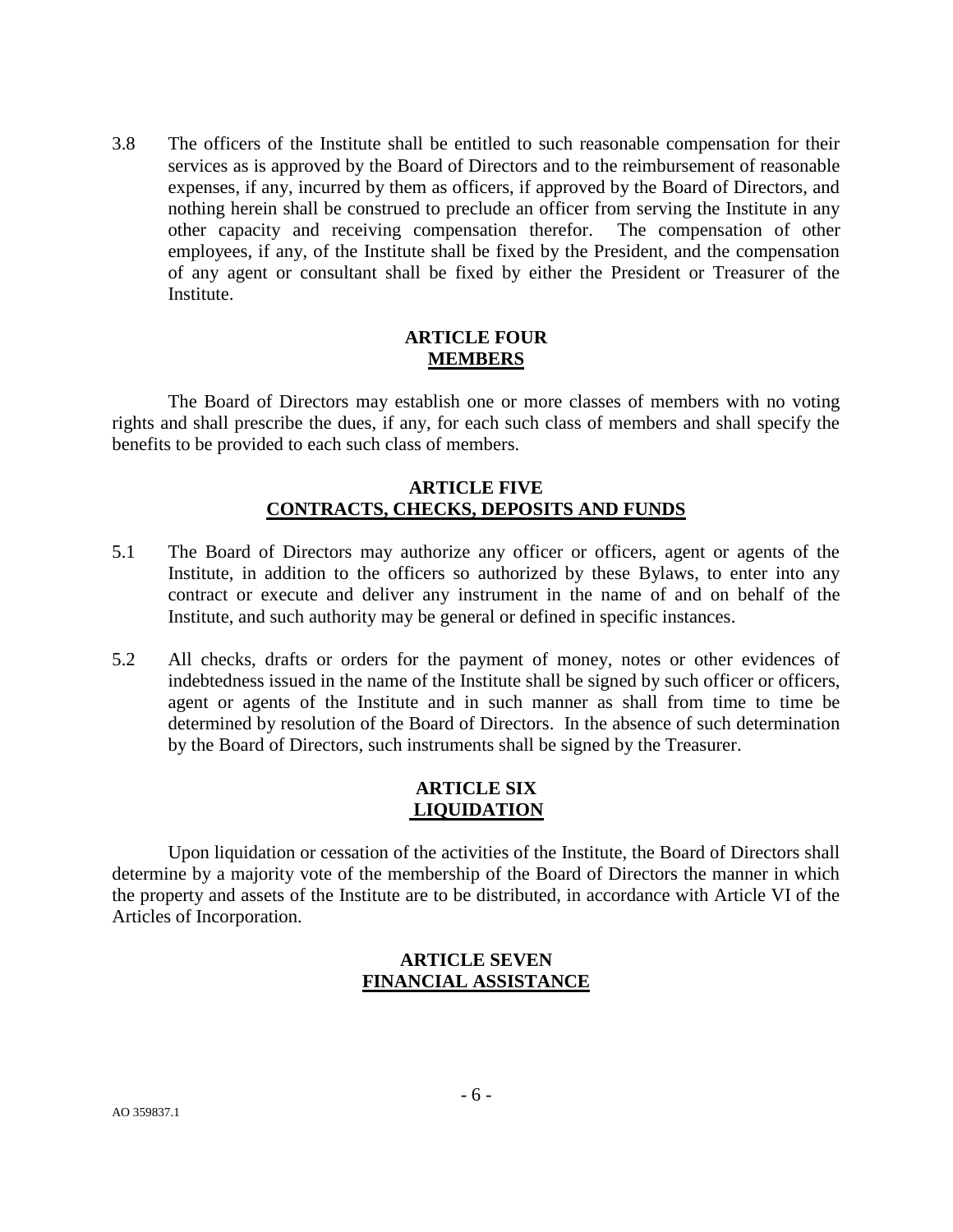3.8 The officers of the Institute shall be entitled to such reasonable compensation for their services as is approved by the Board of Directors and to the reimbursement of reasonable expenses, if any, incurred by them as officers, if approved by the Board of Directors, and nothing herein shall be construed to preclude an officer from serving the Institute in any other capacity and receiving compensation therefor. The compensation of other employees, if any, of the Institute shall be fixed by the President, and the compensation of any agent or consultant shall be fixed by either the President or Treasurer of the Institute.

## ARTICLE FOUR
## MEMBERS

The Board of Directors may establish one or more classes of members with no voting rights and shall prescribe the dues, if any, for each such class of members and shall specify the benefits to be provided to each such class of members.

## ARTICLE FIVE
## CONTRACTS, CHECKS, DEPOSITS AND FUNDS

5.1 The Board of Directors may authorize any officer or officers, agent or agents of the Institute, in addition to the officers so authorized by these Bylaws, to enter into any contract or execute and deliver any instrument in the name of and on behalf of the Institute, and such authority may be general or defined in specific instances.

5.2 All checks, drafts or orders for the payment of money, notes or other evidences of indebtedness issued in the name of the Institute shall be signed by such officer or officers, agent or agents of the Institute and in such manner as shall from time to time be determined by resolution of the Board of Directors. In the absence of such determination by the Board of Directors, such instruments shall be signed by the Treasurer.

## ARTICLE SIX
## LIQUIDATION

Upon liquidation or cessation of the activities of the Institute, the Board of Directors shall determine by a majority vote of the membership of the Board of Directors the manner in which the property and assets of the Institute are to be distributed, in accordance with Article VI of the Articles of Incorporation.

## ARTICLE SEVEN
## FINANCIAL ASSISTANCE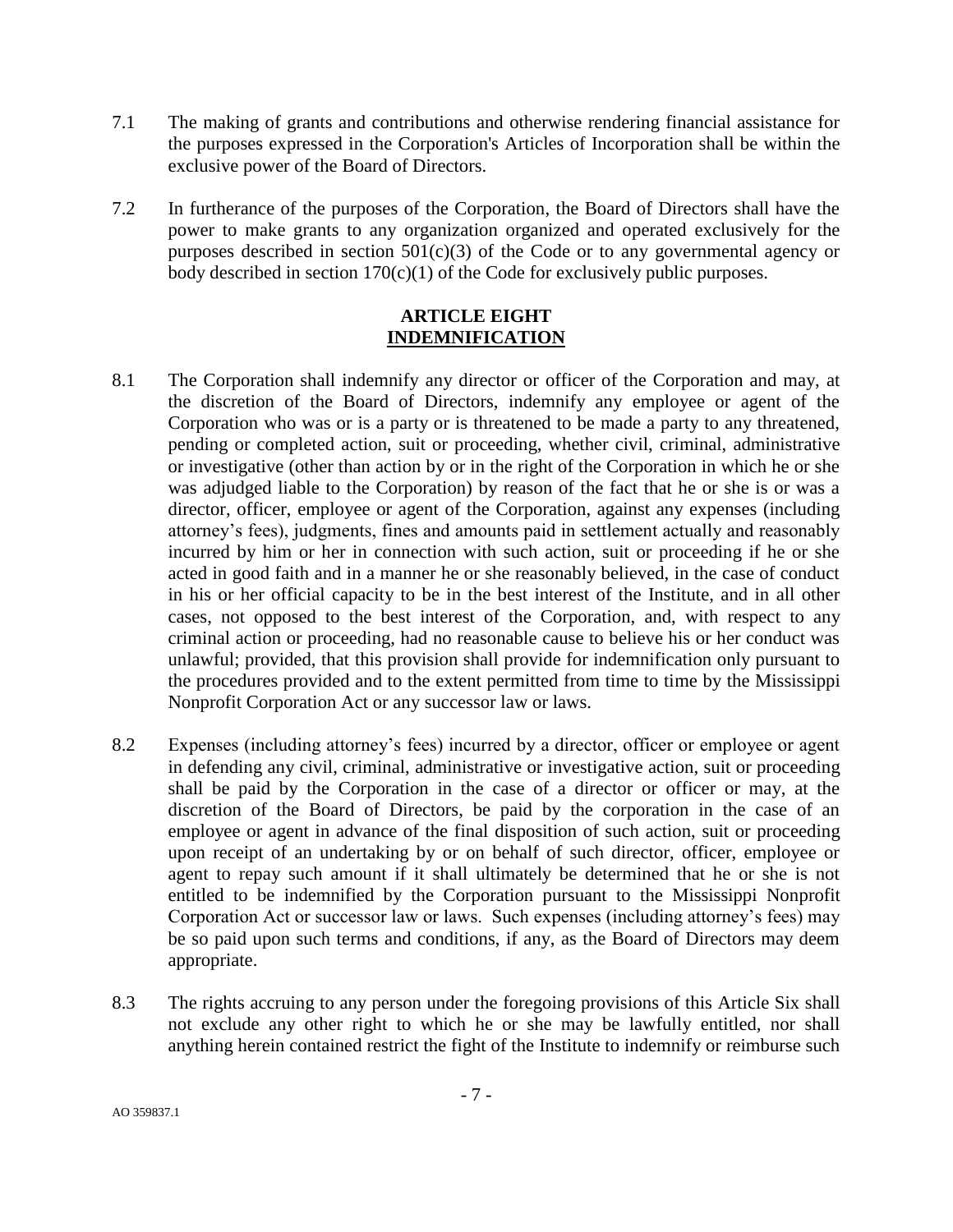7.1 The making of grants and contributions and otherwise rendering financial assistance for the purposes expressed in the Corporation's Articles of Incorporation shall be within the exclusive power of the Board of Directors.

7.2 In furtherance of the purposes of the Corporation, the Board of Directors shall have the power to make grants to any organization organized and operated exclusively for the purposes described in section 501(c)(3) of the Code or to any governmental agency or body described in section 170(c)(1) of the Code for exclusively public purposes.

## ARTICLE EIGHT
## INDEMNIFICATION

8.1 The Corporation shall indemnify any director or officer of the Corporation and may, at the discretion of the Board of Directors, indemnify any employee or agent of the Corporation who was or is a party or is threatened to be made a party to any threatened, pending or completed action, suit or proceeding, whether civil, criminal, administrative or investigative (other than action by or in the right of the Corporation in which he or she was adjudged liable to the Corporation) by reason of the fact that he or she is or was a director, officer, employee or agent of the Corporation, against any expenses (including attorney's fees), judgments, fines and amounts paid in settlement actually and reasonably incurred by him or her in connection with such action, suit or proceeding if he or she acted in good faith and in a manner he or she reasonably believed, in the case of conduct in his or her official capacity to be in the best interest of the Institute, and in all other cases, not opposed to the best interest of the Corporation, and, with respect to any criminal action or proceeding, had no reasonable cause to believe his or her conduct was unlawful; provided, that this provision shall provide for indemnification only pursuant to the procedures provided and to the extent permitted from time to time by the Mississippi Nonprofit Corporation Act or any successor law or laws.

8.2 Expenses (including attorney's fees) incurred by a director, officer or employee or agent in defending any civil, criminal, administrative or investigative action, suit or proceeding shall be paid by the Corporation in the case of a director or officer or may, at the discretion of the Board of Directors, be paid by the corporation in the case of an employee or agent in advance of the final disposition of such action, suit or proceeding upon receipt of an undertaking by or on behalf of such director, officer, employee or agent to repay such amount if it shall ultimately be determined that he or she is not entitled to be indemnified by the Corporation pursuant to the Mississippi Nonprofit Corporation Act or successor law or laws. Such expenses (including attorney's fees) may be so paid upon such terms and conditions, if any, as the Board of Directors may deem appropriate.

8.3 The rights accruing to any person under the foregoing provisions of this Article Six shall not exclude any other right to which he or she may be lawfully entitled, nor shall anything herein contained restrict the fight of the Institute to indemnify or reimburse such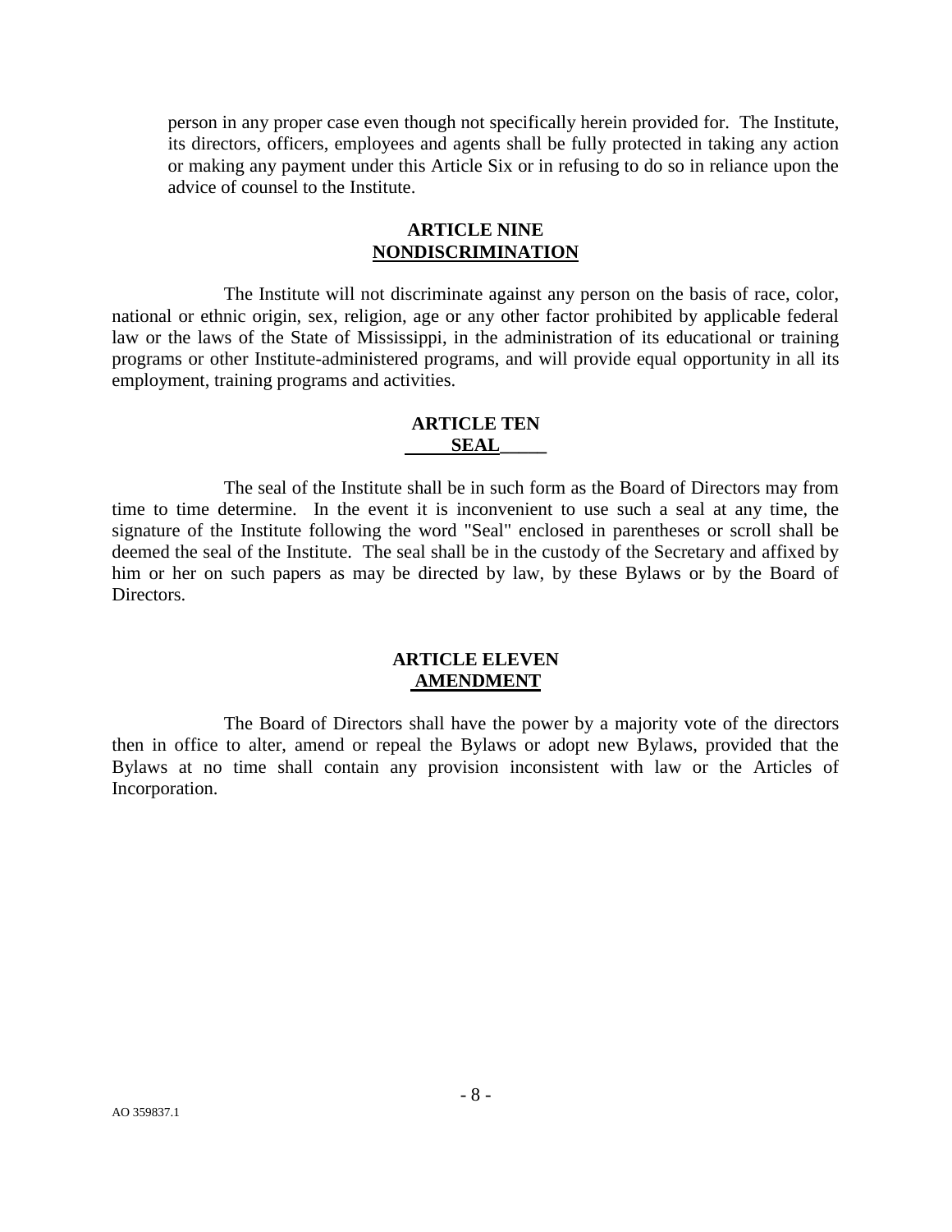person in any proper case even though not specifically herein provided for. The Institute, its directors, officers, employees and agents shall be fully protected in taking any action or making any payment under this Article Six or in refusing to do so in reliance upon the advice of counsel to the Institute.

## ARTICLE NINE
## NONDISCRIMINATION

The Institute will not discriminate against any person on the basis of race, color, national or ethnic origin, sex, religion, age or any other factor prohibited by applicable federal law or the laws of the State of Mississippi, in the administration of its educational or training programs or other Institute-administered programs, and will provide equal opportunity in all its employment, training programs and activities.

## ARTICLE TEN
## SEAL

The seal of the Institute shall be in such form as the Board of Directors may from time to time determine. In the event it is inconvenient to use such a seal at any time, the signature of the Institute following the word "Seal" enclosed in parentheses or scroll shall be deemed the seal of the Institute. The seal shall be in the custody of the Secretary and affixed by him or her on such papers as may be directed by law, by these Bylaws or by the Board of Directors.

## ARTICLE ELEVEN
## AMENDMENT

The Board of Directors shall have the power by a majority vote of the directors then in office to alter, amend or repeal the Bylaws or adopt new Bylaws, provided that the Bylaws at no time shall contain any provision inconsistent with law or the Articles of Incorporation.

AO 359837.1